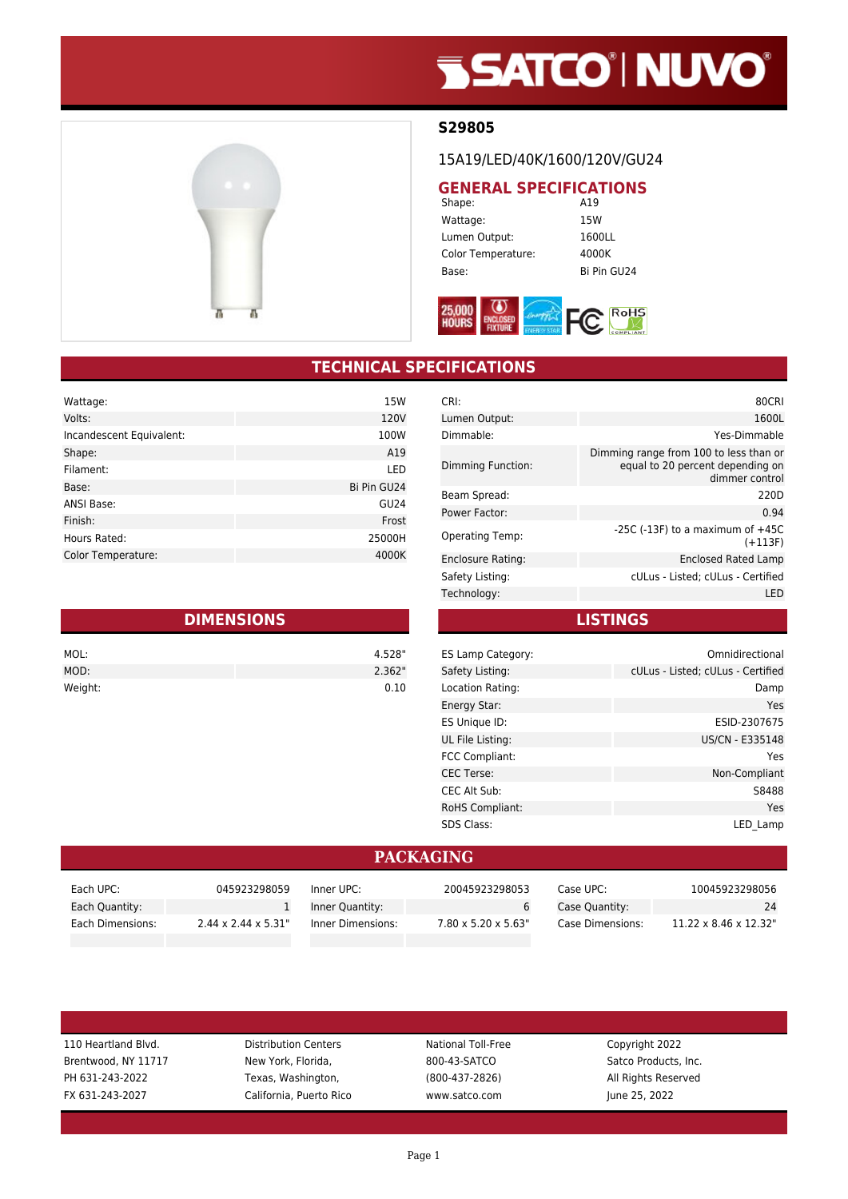# S29805

15A19/LED/40K/1600/120V/GU24

## GENERAL SPECIFICATIONS

| | |
|---|---|
| Shape: | A19 |
| Wattage: | 15W |
| Lumen Output: | 1600LL |
| Color Temperature: | 4000K |
| Base: | Bi Pin GU24 |

## TECHNICAL SPECIFICATIONS

| | |
|---|---|
| Wattage: | 15W |
| Volts: | 120V |
| Incandescent Equivalent: | 100W |
| Shape: | A19 |
| Filament: | LED |
| Base: | Bi Pin GU24 |
| ANSI Base: | GU24 |
| Finish: | Frost |
| Hours Rated: | 25000H |
| Color Temperature: | 4000K |

| | |
|---|---|
| CRI: | 80CRI |
| Lumen Output: | 1600L |
| Dimmable: | Yes-Dimmable |
| Dimming Function: | Dimming range from 100 to less than or equal to 20 percent depending on dimmer control |
| Beam Spread: | 220D |
| Power Factor: | 0.94 |
| Operating Temp: | -25C (-13F) to a maximum of +45C (+113F) |
| Enclosure Rating: | Enclosed Rated Lamp |
| Safety Listing: | cULus - Listed; cULus - Certified |
| Technology: | LED |

## DIMENSIONS

| | |
|---|---|
| MOL: | 4.528" |
| MOD: | 2.362" |
| Weight: | 0.10 |

## LISTINGS

| | |
|---|---|
| ES Lamp Category: | Omnidirectional |
| Safety Listing: | cULus - Listed; cULus - Certified |
| Location Rating: | Damp |
| Energy Star: | Yes |
| ES Unique ID: | ESID-2307675 |
| UL File Listing: | US/CN - E335148 |
| FCC Compliant: | Yes |
| CEC Terse: | Non-Compliant |
| CEC Alt Sub: | S8488 |
| RoHS Compliant: | Yes |
| SDS Class: | LED_Lamp |

## PACKAGING

| | | | | | |
|---|---|---|---|---|---|
| Each UPC: | 045923298059 | Inner UPC: | 20045923298053 | Case UPC: | 10045923298056 |
| Each Quantity: | 1 | Inner Quantity: | 6 | Case Quantity: | 24 |
| Each Dimensions: | 2.44 x 2.44 x 5.31" | Inner Dimensions: | 7.80 x 5.20 x 5.63" | Case Dimensions: | 11.22 x 8.46 x 12.32" |

110 Heartland Blvd.
Brentwood, NY 11717
PH 631-243-2022
FX 631-243-2027

Distribution Centers
New York, Florida,
Texas, Washington,
California, Puerto Rico

National Toll-Free
800-43-SATCO
(800-437-2826)
www.satco.com

Copyright 2022
Satco Products, Inc.
All Rights Reserved
June 25, 2022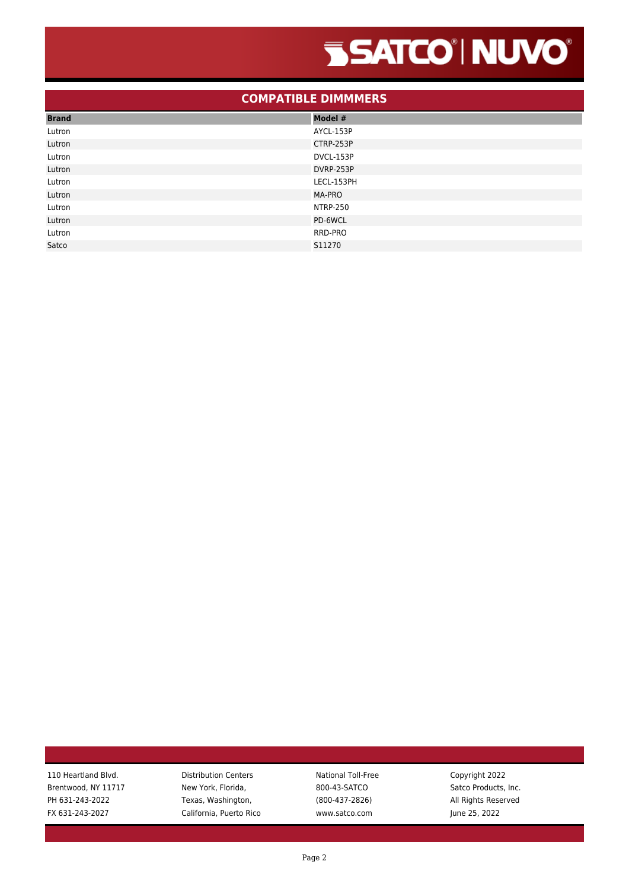## COMPATIBLE DIMMMERS

| Brand | Model # |
|---|---|
| Lutron | AYCL-153P |
| Lutron | CTRP-253P |
| Lutron | DVCL-153P |
| Lutron | DVRP-253P |
| Lutron | LECL-153PH |
| Lutron | MA-PRO |
| Lutron | NTRP-250 |
| Lutron | PD-6WCL |
| Lutron | RRD-PRO |
| Satco | S11270 |

110 Heartland Blvd.
Brentwood, NY 11717
PH 631-243-2022
FX 631-243-2027

Distribution Centers
New York, Florida,
Texas, Washington,
California, Puerto Rico

National Toll-Free
800-43-SATCO
(800-437-2826)
www.satco.com

Copyright 2022
Satco Products, Inc.
All Rights Reserved
June 25, 2022